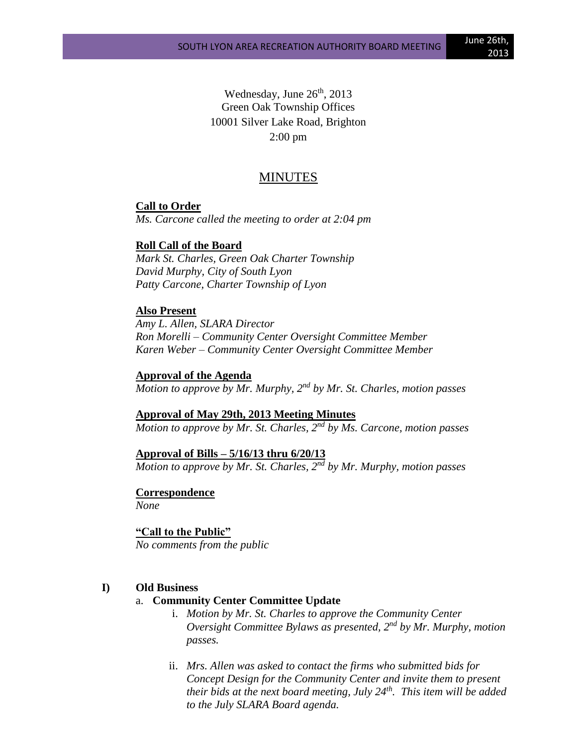Wednesday, June 26th, 2013
Green Oak Township Offices
10001 Silver Lake Road, Brighton
2:00 pm

# MINUTES

**Call to Order**
*Ms. Carcone called the meeting to order at 2:04 pm*

**Roll Call of the Board**
*Mark St. Charles, Green Oak Charter Township*
*David Murphy, City of South Lyon*
*Patty Carcone, Charter Township of Lyon*

**Also Present**
*Amy L. Allen, SLARA Director*
*Ron Morelli – Community Center Oversight Committee Member*
*Karen Weber – Community Center Oversight Committee Member*

**Approval of the Agenda**
*Motion to approve by Mr. Murphy, 2nd by Mr. St. Charles, motion passes*

**Approval of May 29th, 2013 Meeting Minutes**
*Motion to approve by Mr. St. Charles, 2nd by Ms. Carcone, motion passes*

**Approval of Bills – 5/16/13 thru 6/20/13**
*Motion to approve by Mr. St. Charles, 2nd by Mr. Murphy, motion passes*

**Correspondence**
*None*

**"Call to the Public"**
*No comments from the public*

**I) Old Business**

a. **Community Center Committee Update**

i. *Motion by Mr. St. Charles to approve the Community Center Oversight Committee Bylaws as presented, 2nd by Mr. Murphy, motion passes.*

ii. *Mrs. Allen was asked to contact the firms who submitted bids for Concept Design for the Community Center and invite them to present their bids at the next board meeting, July 24th. This item will be added to the July SLARA Board agenda.*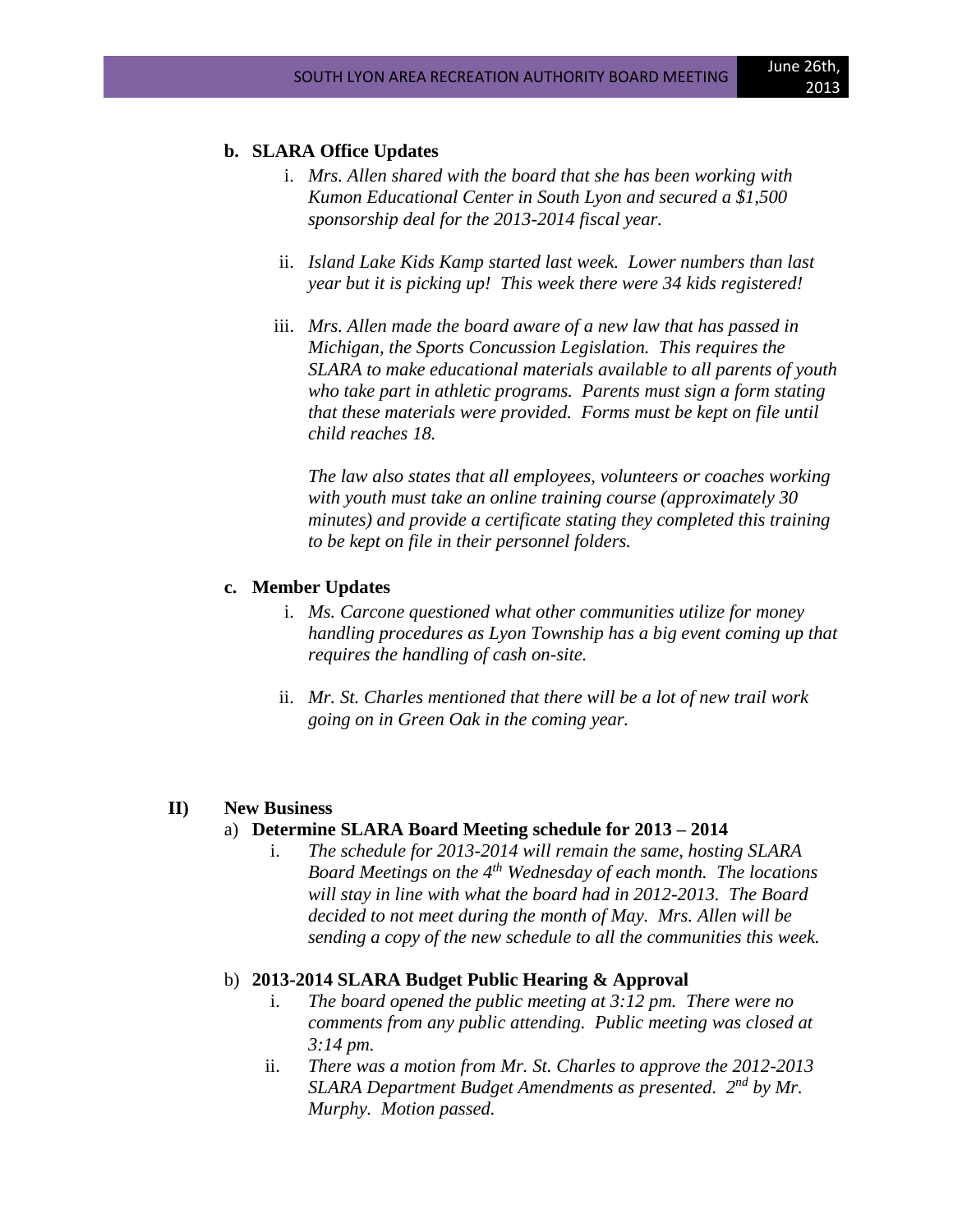**b. SLARA Office Updates**

i. *Mrs. Allen shared with the board that she has been working with Kumon Educational Center in South Lyon and secured a $1,500 sponsorship deal for the 2013-2014 fiscal year.*

ii. *Island Lake Kids Kamp started last week. Lower numbers than last year but it is picking up! This week there were 34 kids registered!*

iii. *Mrs. Allen made the board aware of a new law that has passed in Michigan, the Sports Concussion Legislation. This requires the SLARA to make educational materials available to all parents of youth who take part in athletic programs. Parents must sign a form stating that these materials were provided. Forms must be kept on file until child reaches 18.*

*The law also states that all employees, volunteers or coaches working with youth must take an online training course (approximately 30 minutes) and provide a certificate stating they completed this training to be kept on file in their personnel folders.*

**c. Member Updates**

i. *Ms. Carcone questioned what other communities utilize for money handling procedures as Lyon Township has a big event coming up that requires the handling of cash on-site.*

ii. *Mr. St. Charles mentioned that there will be a lot of new trail work going on in Green Oak in the coming year.*

## II) New Business

a) **Determine SLARA Board Meeting schedule for 2013 – 2014**

i. *The schedule for 2013-2014 will remain the same, hosting SLARA Board Meetings on the 4th Wednesday of each month. The locations will stay in line with what the board had in 2012-2013. The Board decided to not meet during the month of May. Mrs. Allen will be sending a copy of the new schedule to all the communities this week.*

b) **2013-2014 SLARA Budget Public Hearing & Approval**

i. *The board opened the public meeting at 3:12 pm. There were no comments from any public attending. Public meeting was closed at 3:14 pm.*

ii. *There was a motion from Mr. St. Charles to approve the 2012-2013 SLARA Department Budget Amendments as presented. 2nd by Mr. Murphy. Motion passed.*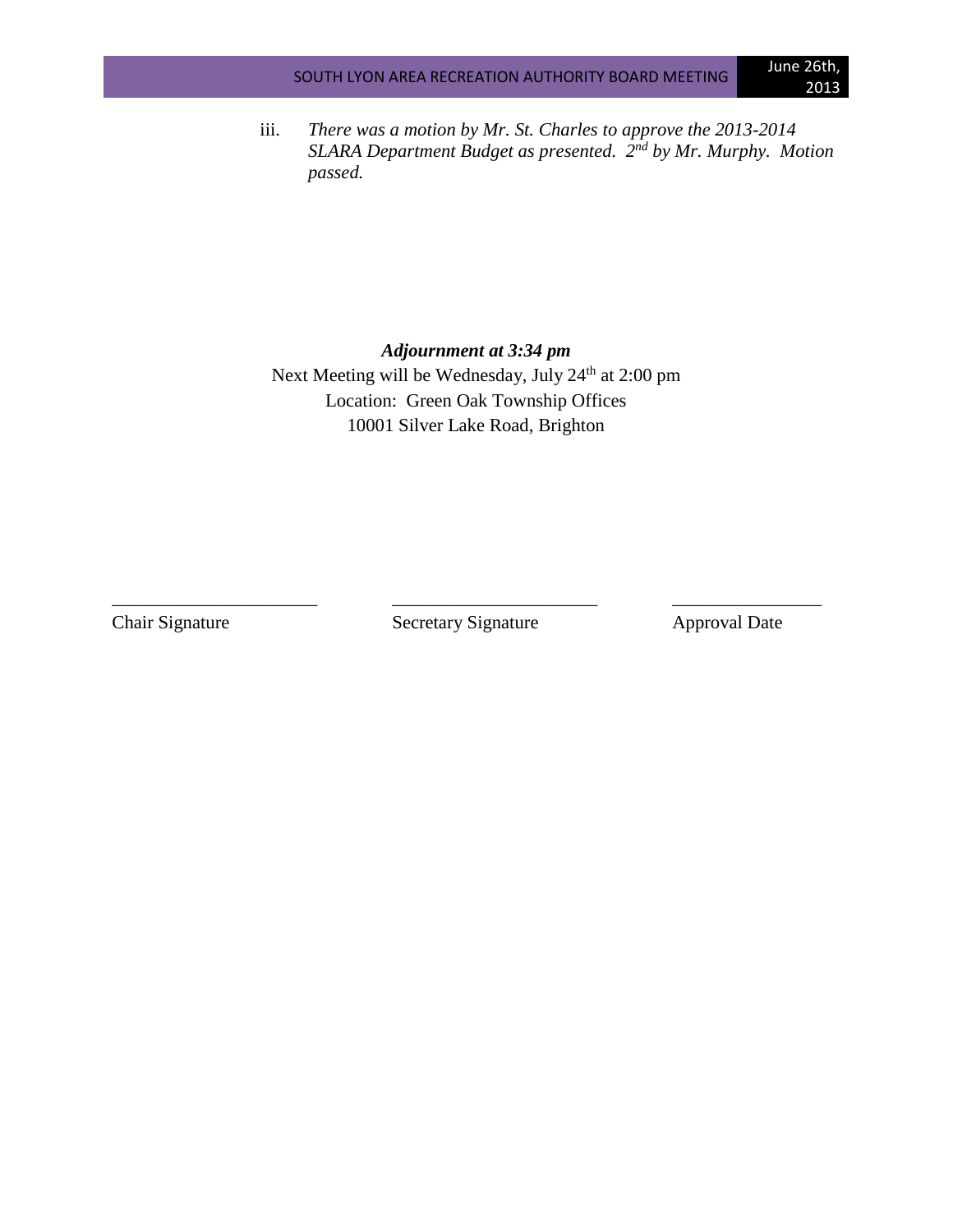iii. *There was a motion by Mr. St. Charles to approve the 2013-2014 SLARA Department Budget as presented. 2nd by Mr. Murphy. Motion passed.*

***Adjournment at 3:34 pm***

Next Meeting will be Wednesday, July 24th at 2:00 pm

Location: Green Oak Township Offices

10001 Silver Lake Road, Brighton

______________________ ______________________ ________________

Chair Signature Secretary Signature Approval Date